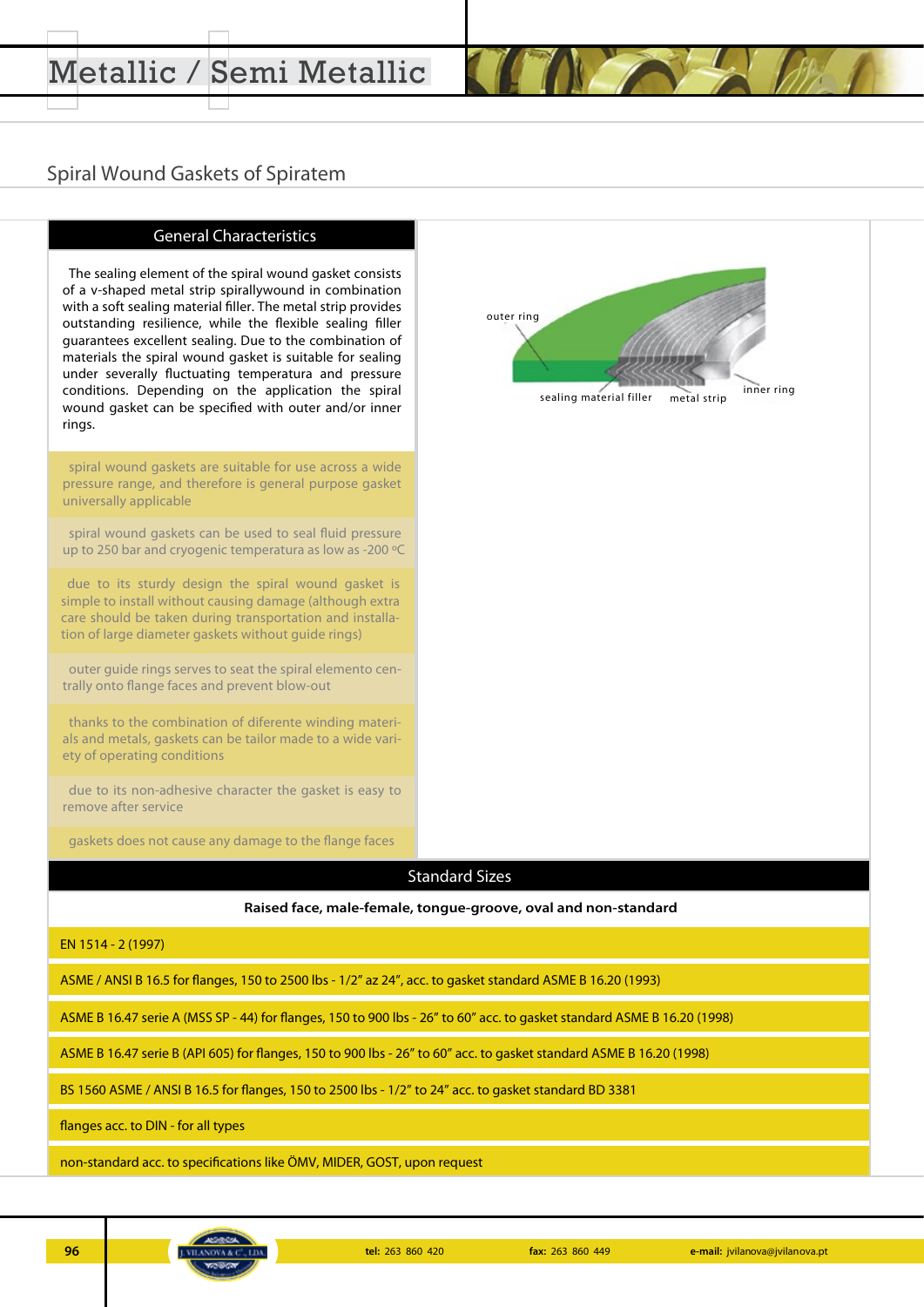# Metallic / Semi Metallic

## Spiral Wound Gaskets of Spiratem

### General Characteristics

The sealing element of the spiral wound gasket consists of a v-shaped metal strip spirallywound in combination with a soft sealing material filler. The metal strip provides outstanding resilience, while the flexible sealing filler guarantees excellent sealing. Due to the combination of materials the spiral wound gasket is suitable for sealing under severally fluctuating temperatura and pressure conditions. Depending on the application the spiral wound gasket can be specified with outer and/or inner rings.

outer ring
sealing material filler
metal strip
inner ring

- spiral wound gaskets are suitable for use across a wide pressure range, and therefore is general purpose gasket universally applicable
- spiral wound gaskets can be used to seal fluid pressure up to 250 bar and cryogenic temperatura as low as -200 ºC
- due to its sturdy design the spiral wound gasket is simple to install without causing damage (although extra care should be taken during transportation and installation of large diameter gaskets without guide rings)
- outer guide rings serves to seat the spiral elemento centrally onto flange faces and prevent blow-out
- thanks to the combination of diferente winding materials and metals, gaskets can be tailor made to a wide variety of operating conditions
- due to its non-adhesive character the gasket is easy to remove after service
- gaskets does not cause any damage to the flange faces

### Standard Sizes

**Raised face, male-female, tongue-groove, oval and non-standard**

- EN 1514 - 2 (1997)
- ASME / ANSI B 16.5 for flanges, 150 to 2500 lbs - 1/2" az 24", acc. to gasket standard ASME B 16.20 (1993)
- ASME B 16.47 serie A (MSS SP - 44) for flanges, 150 to 900 lbs - 26" to 60" acc. to gasket standard ASME B 16.20 (1998)
- ASME B 16.47 serie B (API 605) for flanges, 150 to 900 lbs - 26" to 60" acc. to gasket standard ASME B 16.20 (1998)
- BS 1560 ASME / ANSI B 16.5 for flanges, 150 to 2500 lbs - 1/2" to 24" acc. to gasket standard BD 3381
- flanges acc. to DIN - for all types
- non-standard acc. to specifications like ÖMV, MIDER, GOST, upon request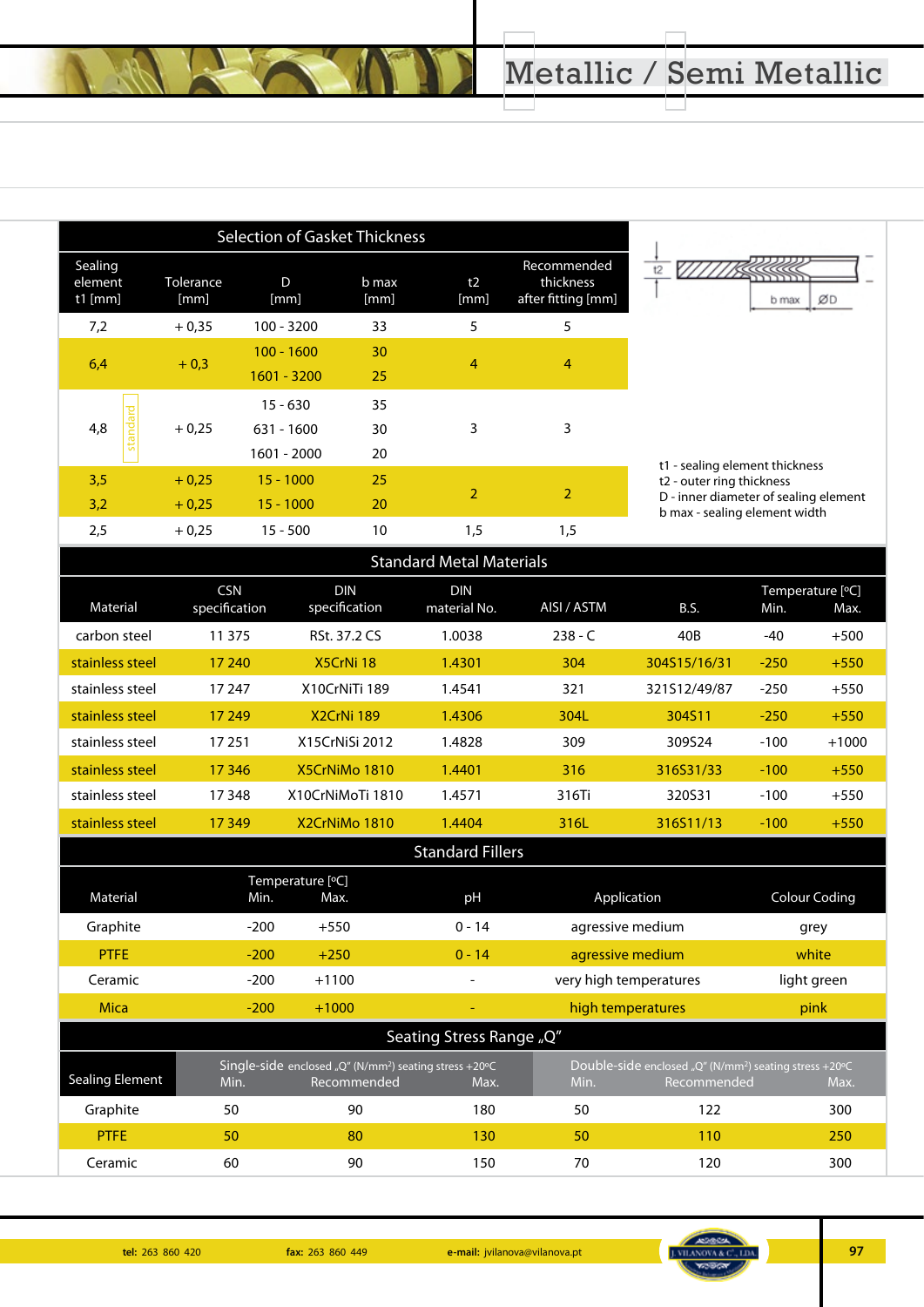# Metallic / Semi Metallic

## Selection of Gasket Thickness

| Sealing element t1 [mm] | Tolerance [mm] | D [mm] | b max [mm] | t2 [mm] | Recommended thickness after fitting [mm] |
|---|---|---|---|---|---|
| 7,2 | + 0,35 | 100 - 3200 | 33 | 5 | 5 |
| 6,4 | + 0,3 | 100 - 1600 | 30 | 4 | 4 |
| | | 1601 - 3200 | 25 | | |
| 4,8 (standard) | + 0,25 | 15 - 630 | 35 | 3 | 3 |
| | | 631 - 1600 | 30 | | |
| | | 1601 - 2000 | 20 | | |
| 3,5 | + 0,25 | 15 - 1000 | 25 | 2 | 2 |
| 3,2 | + 0,25 | 15 - 1000 | 20 | | |
| 2,5 | + 0,25 | 15 - 500 | 10 | 1,5 | 1,5 |

t1 - sealing element thickness
t2 - outer ring thickness
D - inner diameter of sealing element
b max - sealing element width

## Standard Metal Materials

| Material | CSN specification | DIN specification | DIN material No. | AISI / ASTM | B.S. | Temperature [°C] Min. | Max. |
|---|---|---|---|---|---|---|---|
| carbon steel | 11 375 | RSt. 37.2 CS | 1.0038 | 238 - C | 40B | -40 | +500 |
| stainless steel | 17 240 | X5CrNi 18 | 1.4301 | 304 | 304S15/16/31 | -250 | +550 |
| stainless steel | 17 247 | X10CrNiTi 189 | 1.4541 | 321 | 321S12/49/87 | -250 | +550 |
| stainless steel | 17 249 | X2CrNi 189 | 1.4306 | 304L | 304S11 | -250 | +550 |
| stainless steel | 17 251 | X15CrNiSi 2012 | 1.4828 | 309 | 309S24 | -100 | +1000 |
| stainless steel | 17 346 | X5CrNiMo 1810 | 1.4401 | 316 | 316S31/33 | -100 | +550 |
| stainless steel | 17 348 | X10CrNiMoTi 1810 | 1.4571 | 316Ti | 320S31 | -100 | +550 |
| stainless steel | 17 349 | X2CrNiMo 1810 | 1.4404 | 316L | 316S11/13 | -100 | +550 |

## Standard Fillers

| Material | Temperature [°C] Min. | Max. | pH | Application | Colour Coding |
|---|---|---|---|---|---|
| Graphite | -200 | +550 | 0 - 14 | agressive medium | grey |
| PTFE | -200 | +250 | 0 - 14 | agressive medium | white |
| Ceramic | -200 | +1100 | - | very high temperatures | light green |
| Mica | -200 | +1000 | - | high temperatures | pink |

## Seating Stress Range „Q"

| Sealing Element | Single-side enclosed „Q" (N/mm²) seating stress +20°C Min. | Recommended | Max. | Double-side enclosed „Q" (N/mm²) seating stress +20°C Min. | Recommended | Max. |
|---|---|---|---|---|---|---|
| Graphite | 50 | 90 | 180 | 50 | 122 | 300 |
| PTFE | 50 | 80 | 130 | 50 | 110 | 250 |
| Ceramic | 60 | 90 | 150 | 70 | 120 | 300 |

**tel:** 263 860 420 **fax:** 263 860 449 **e-mail:** jvilanova@vilanova.pt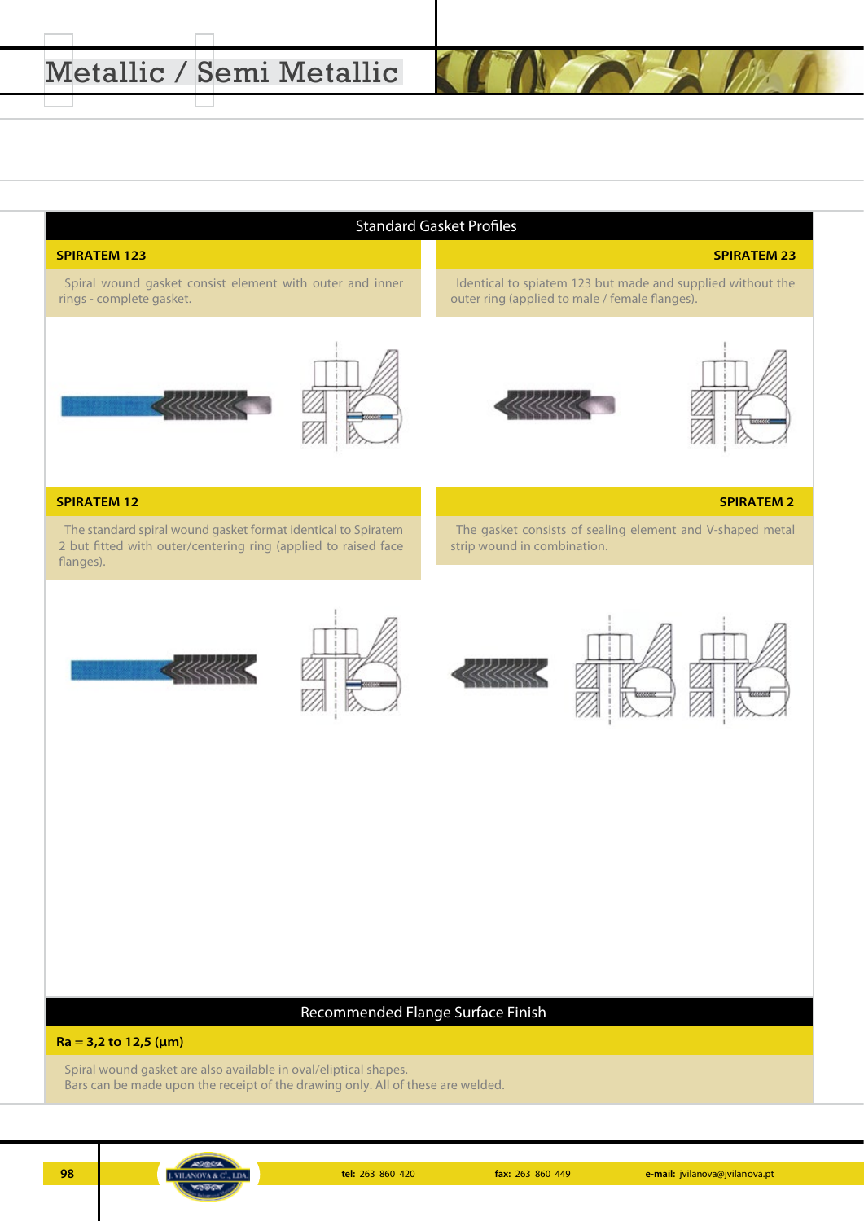# Metallic / Semi Metallic

## Standard Gasket Profiles

### SPIRATEM 123

Spiral wound gasket consist element with outer and inner rings - complete gasket.

### SPIRATEM 23

Identical to spiatem 123 but made and supplied without the outer ring (applied to male / female flanges).

### SPIRATEM 12

The standard spiral wound gasket format identical to Spiratem 2 but fitted with outer/centering ring (applied to raised face flanges).

### SPIRATEM 2

The gasket consists of sealing element and V-shaped metal strip wound in combination.

## Recommended Flange Surface Finish

**Ra = 3,2 to 12,5 (µm)**

Spiral wound gasket are also available in oval/eliptical shapes.
Bars can be made upon the receipt of the drawing only. All of these are welded.

**tel:** 263 860 420 **fax:** 263 860 449 **e-mail:** jvilanova@jvilanova.pt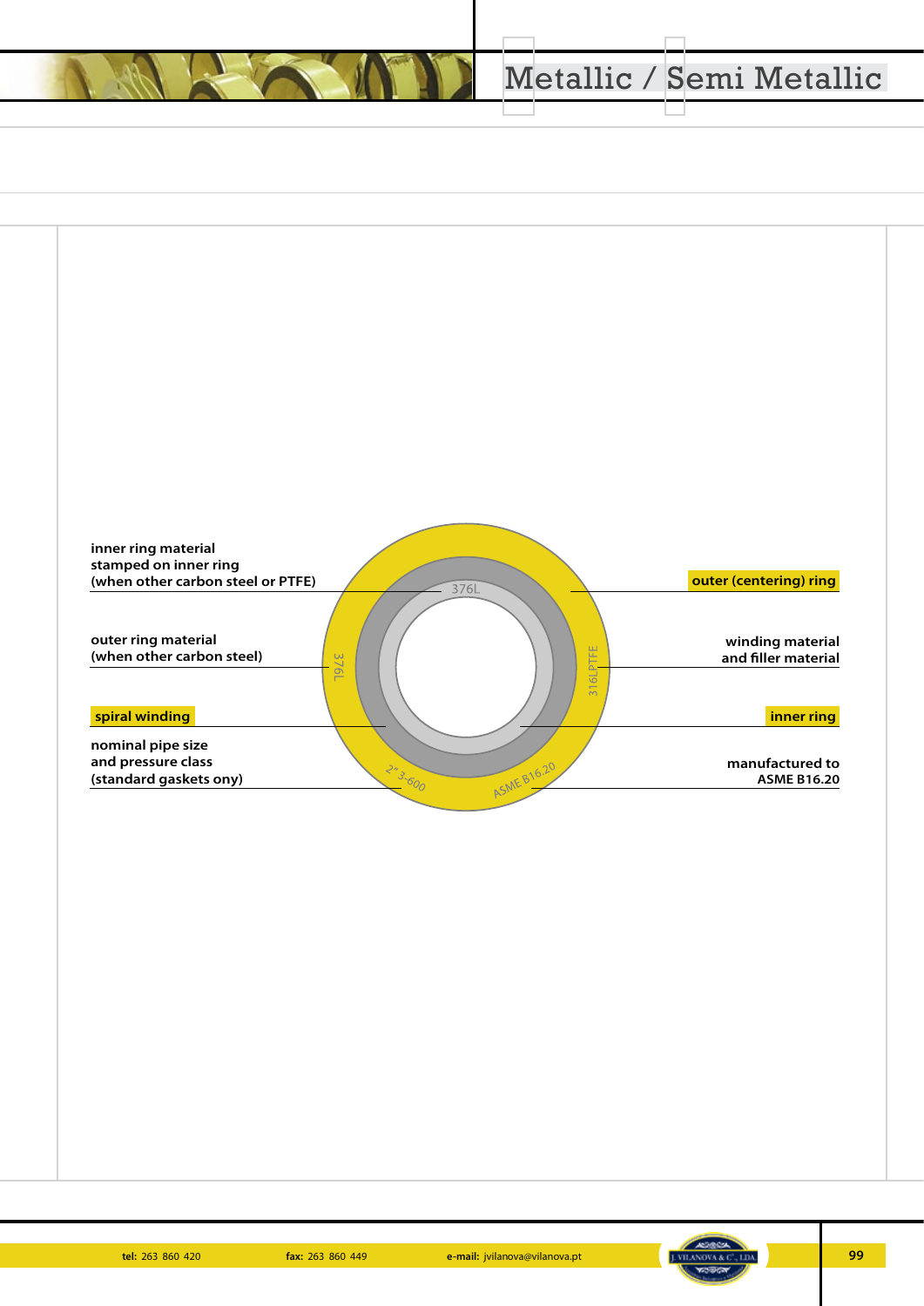inner ring material
stamped on inner ring
(when other carbon steel or PTFE)

outer ring material
(when other carbon steel)

spiral winding

nominal pipe size
and pressure class
(standard gaskets ony)

376L

376L

316LPTFE

2" 3-600

ASME B16.20

outer (centering) ring

winding material
and filler material

inner ring

manufactured to
ASME B16.20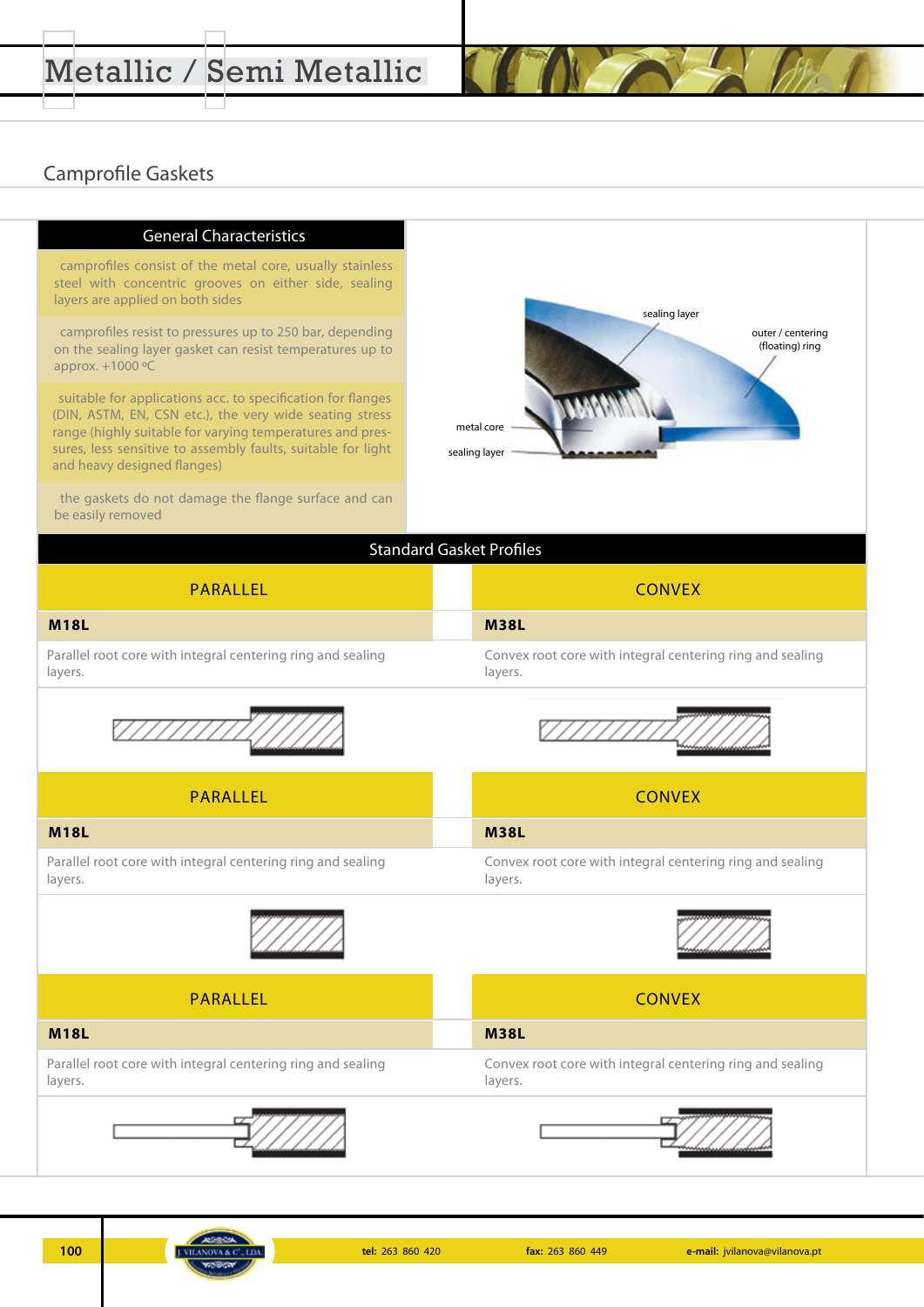# Metallic / Semi Metallic

## Camprofile Gaskets

### General Characteristics

camprofiles consist of the metal core, usually stainless steel with concentric grooves on either side, sealing layers are applied on both sides

camprofiles resist to pressures up to 250 bar, depending on the sealing layer gasket can resist temperatures up to approx. +1000 ºC

suitable for applications acc. to specification for flanges (DIN, ASTM, EN, CSN etc.), the very wide seating stress range (highly suitable for varying temperatures and pressures, less sensitive to assembly faults, suitable for light and heavy designed flanges)

the gaskets do not damage the flange surface and can be easily removed

sealing layer

outer / centering (floating) ring

metal core

sealing layer

### Standard Gasket Profiles

| PARALLEL | CONVEX |
|---|---|
| **M18L** | **M38L** |
| Parallel root core with integral centering ring and sealing layers. | Convex root core with integral centering ring and sealing layers. |

| PARALLEL | CONVEX |
|---|---|
| **M18L** | **M38L** |
| Parallel root core with integral centering ring and sealing layers. | Convex root core with integral centering ring and sealing layers. |

| PARALLEL | CONVEX |
|---|---|
| **M18L** | **M38L** |
| Parallel root core with integral centering ring and sealing layers. | Convex root core with integral centering ring and sealing layers. |

**tel:** 263 860 420 **fax:** 263 860 449 **e-mail:** jvilanova@vilanova.pt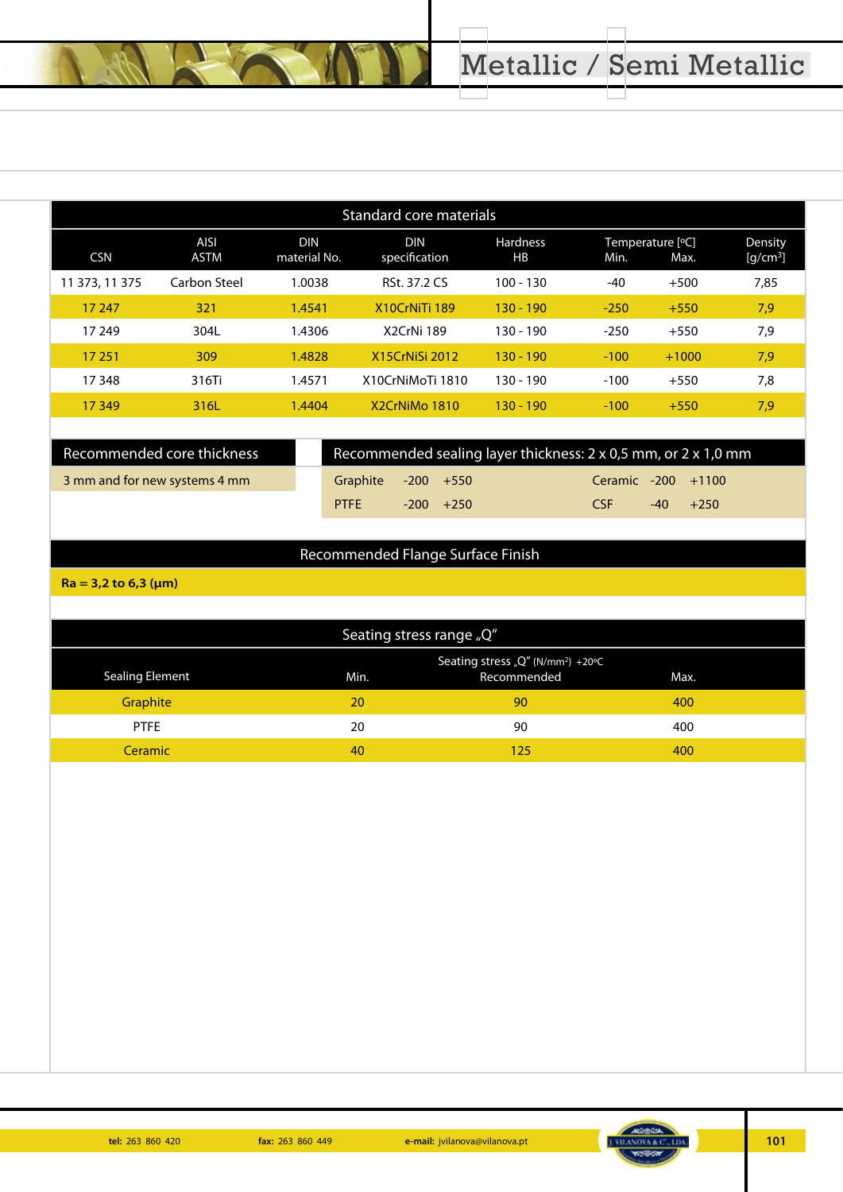# Metallic / Semi Metallic

## Standard core materials

| CSN | AISI ASTM | DIN material No. | DIN specification | Hardness HB | Temperature [ºC] Min. | Max. | Density [g/cm³] |
|---|---|---|---|---|---|---|---|
| 11 373, 11 375 | Carbon Steel | 1.0038 | RSt. 37.2 CS | 100 - 130 | -40 | +500 | 7,85 |
| 17 247 | 321 | 1.4541 | X10CrNiTi 189 | 130 - 190 | -250 | +550 | 7,9 |
| 17 249 | 304L | 1.4306 | X2CrNi 189 | 130 - 190 | -250 | +550 | 7,9 |
| 17 251 | 309 | 1.4828 | X15CrNiSi 2012 | 130 - 190 | -100 | +1000 | 7,9 |
| 17 348 | 316Ti | 1.4571 | X10CrNiMoTi 1810 | 130 - 190 | -100 | +550 | 7,8 |
| 17 349 | 316L | 1.4404 | X2CrNiMo 1810 | 130 - 190 | -100 | +550 | 7,9 |

## Recommended core thickness

3 mm and for new systems 4 mm

## Recommended sealing layer thickness: 2 x 0,5 mm, or 2 x 1,0 mm

| Material | Min. | Max. | Material | Min. | Max. |
|---|---|---|---|---|---|
| Graphite | -200 | +550 | Ceramic | -200 | +1100 |
| PTFE | -200 | +250 | CSF | -40 | +250 |

## Recommended Flange Surface Finish

**Ra = 3,2 to 6,3 (µm)**

## Seating stress range „Q"

| Sealing Element | Seating stress „Q" (N/mm²) +20ºC Min. | Recommended | Max. |
|---|---|---|---|
| Graphite | 20 | 90 | 400 |
| PTFE | 20 | 90 | 400 |
| Ceramic | 40 | 125 | 400 |

**tel:** 263 860 420 **fax:** 263 860 449 **e-mail:** jvilanova@vilanova.pt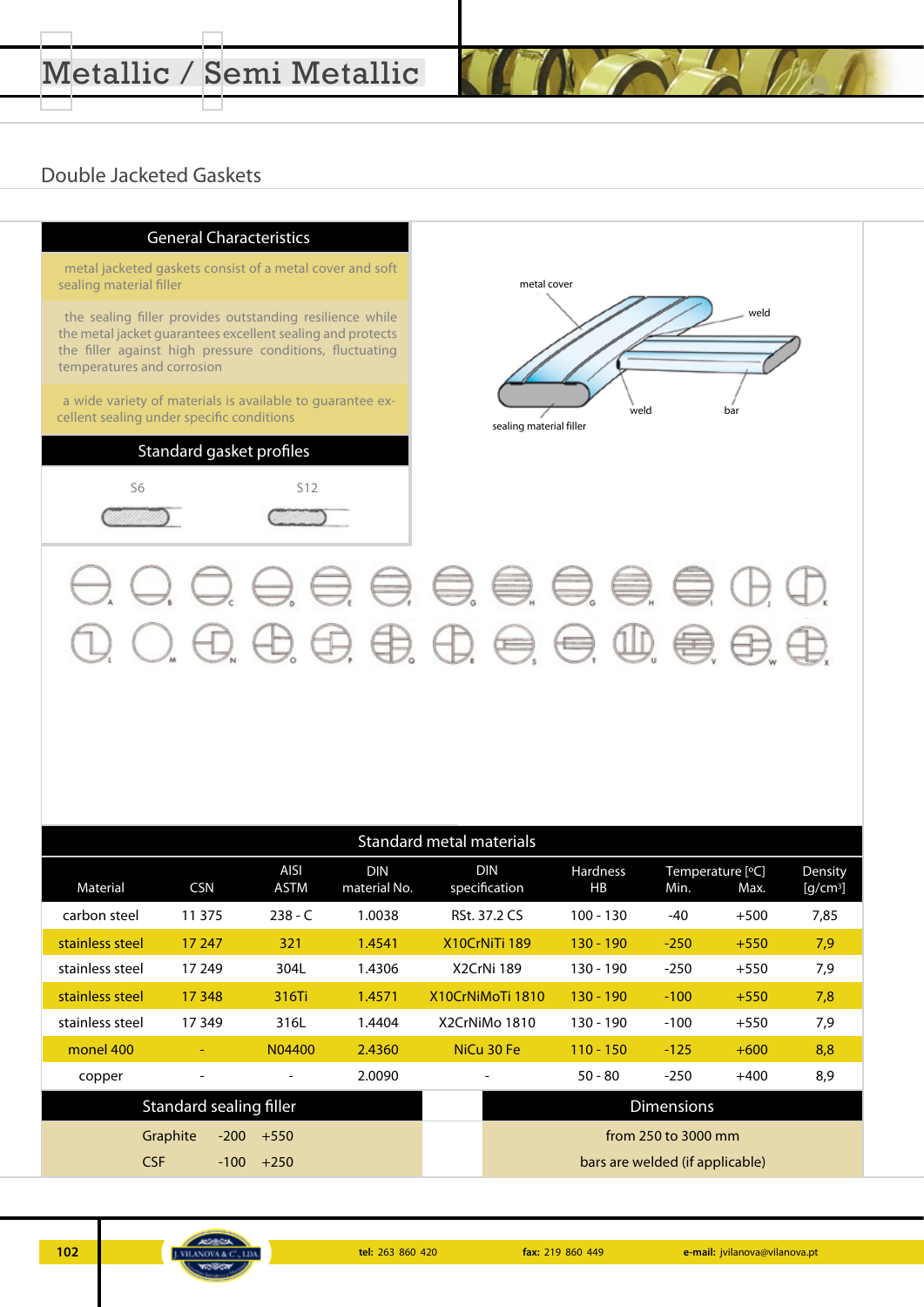# Metallic / Semi Metallic

## Double Jacketed Gaskets

### General Characteristics

metal jacketed gaskets consist of a metal cover and soft sealing material filler

the sealing filler provides outstanding resilience while the metal jacket guarantees excellent sealing and protects the filler against high pressure conditions, fluctuating temperatures and corrosion

a wide variety of materials is available to guarantee excellent sealing under specific conditions

metal cover

weld

weld

bar

sealing material filler

### Standard gasket profiles

S6 S12

A B C D E F G H G H I J K

L M N O P Q R S T U V W X

### Standard metal materials

| Material | CSN | AISI ASTM | DIN material No. | DIN specification | Hardness HB | Temperature [ºC] Min. | Max. | Density [g/cm³] |
|---|---|---|---|---|---|---|---|---|
| carbon steel | 11 375 | 238 - C | 1.0038 | RSt. 37.2 CS | 100 - 130 | -40 | +500 | 7,85 |
| stainless steel | 17 247 | 321 | 1.4541 | X10CrNiTi 189 | 130 - 190 | -250 | +550 | 7,9 |
| stainless steel | 17 249 | 304L | 1.4306 | X2CrNi 189 | 130 - 190 | -250 | +550 | 7,9 |
| stainless steel | 17 348 | 316Ti | 1.4571 | X10CrNiMoTi 1810 | 130 - 190 | -100 | +550 | 7,8 |
| stainless steel | 17 349 | 316L | 1.4404 | X2CrNiMo 1810 | 130 - 190 | -100 | +550 | 7,9 |
| monel 400 | - | N04400 | 2.4360 | NiCu 30 Fe | 110 - 150 | -125 | +600 | 8,8 |
| copper | - | - | 2.0090 | - | 50 - 80 | -250 | +400 | 8,9 |

### Standard sealing filler

| Filler | Min. | Max. |
|---|---|---|
| Graphite | -200 | +550 |
| CSF | -100 | +250 |

### Dimensions

from 250 to 3000 mm

bars are welded (if applicable)

tel: 263 860 420 fax: 219 860 449 e-mail: jvilanova@vilanova.pt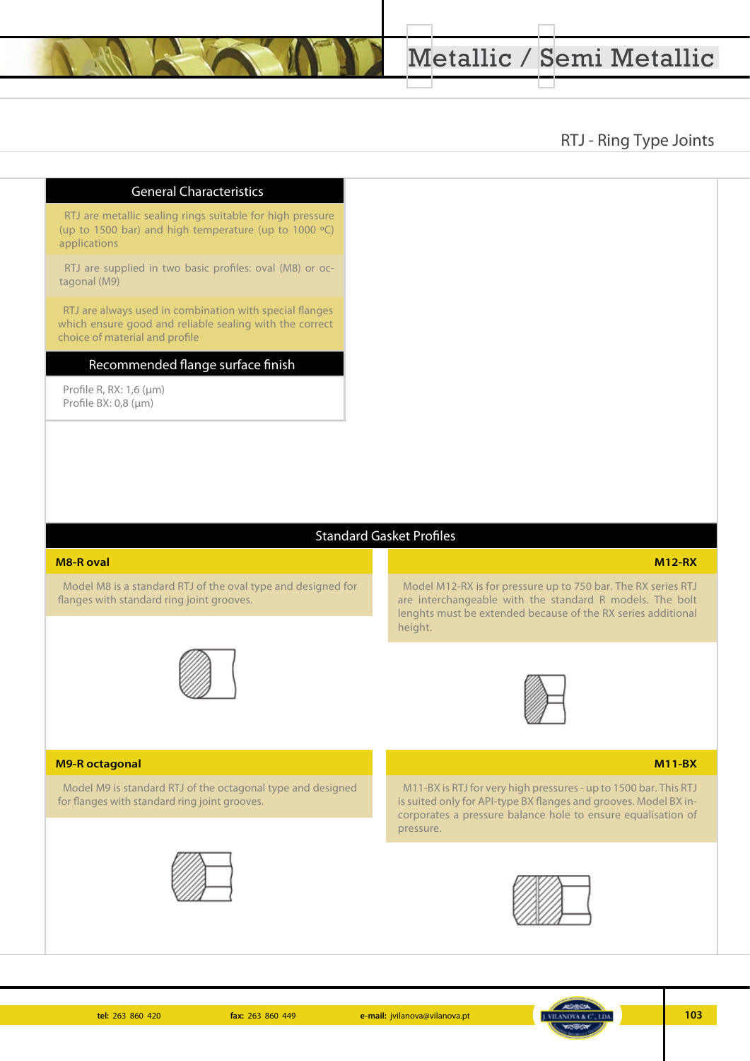# Metallic / Semi Metallic

## RTJ - Ring Type Joints

### General Characteristics

RTJ are metallic sealing rings suitable for high pressure (up to 1500 bar) and high temperature (up to 1000 ºC) applications

RTJ are supplied in two basic profiles: oval (M8) or octagonal (M9)

RTJ are always used in combination with special flanges which ensure good and reliable sealing with the correct choice of material and profile

### Recommended flange surface finish

Profile R, RX: 1,6 (µm)
Profile BX: 0,8 (µm)

### Standard Gasket Profiles

**M8-R oval**

Model M8 is a standard RTJ of the oval type and designed for flanges with standard ring joint grooves.

**M12-RX**

Model M12-RX is for pressure up to 750 bar. The RX series RTJ are interchangeable with the standard R models. The bolt lenghts must be extended because of the RX series additional height.

**M9-R octagonal**

Model M9 is standard RTJ of the octagonal type and designed for flanges with standard ring joint grooves.

**M11-BX**

M11-BX is RTJ for very high pressures - up to 1500 bar. This RTJ is suited only for API-type BX flanges and grooves. Model BX incorporates a pressure balance hole to ensure equalisation of pressure.

**tel:** 263 860 420 **fax:** 263 860 449 **e-mail:** jvilanova@vilanova.pt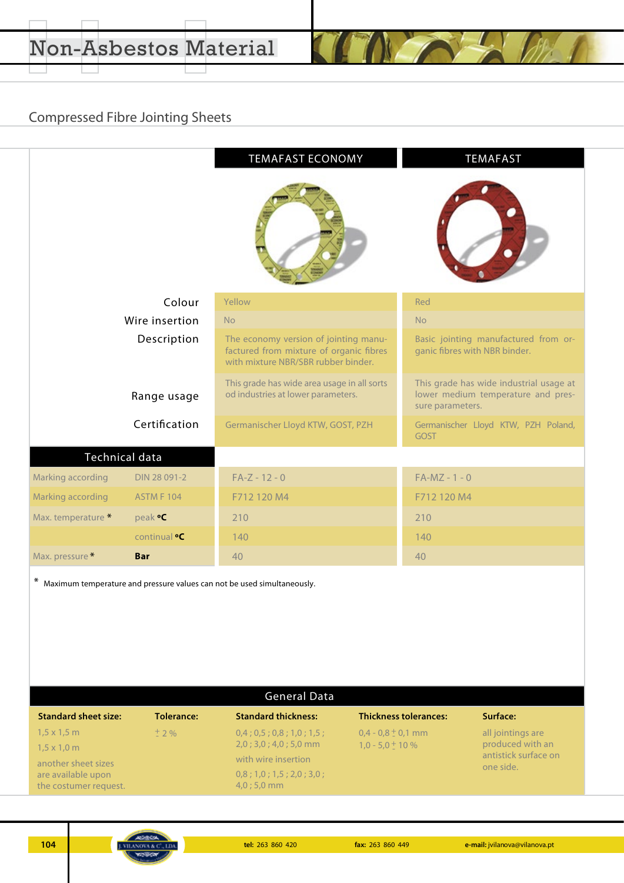# Non-Asbestos Material

## Compressed Fibre Jointing Sheets

| | TEMAFAST ECONOMY | TEMAFAST |
|---|---|---|
| Colour | Yellow | Red |
| Wire insertion | No | No |
| Description | The economy version of jointing manufactured from mixture of organic fibres with mixture NBR/SBR rubber binder. | Basic jointing manufactured from organic fibres with NBR binder. |
| Range usage | This grade has wide area usage in all sorts od industries at lower parameters. | This grade has wide industrial usage at lower medium temperature and pressure parameters. |
| Certification | Germanischer Lloyd KTW, GOST, PZH | Germanischer Lloyd KTW, PZH Poland, GOST |

### Technical data

| | | TEMAFAST ECONOMY | TEMAFAST |
|---|---|---|---|
| Marking according | DIN 28 091-2 | FA-Z - 12 - 0 | FA-MZ - 1 - 0 |
| Marking according | ASTM F 104 | F712 120 M4 | F712 120 M4 |
| Max. temperature * | peak **°C** | 210 | 210 |
| | continual **°C** | 140 | 140 |
| Max. pressure * | **Bar** | 40 | 40 |

* Maximum temperature and pressure values can not be used simultaneously.

### General Data

| Standard sheet size: | Tolerance: | Standard thickness: | Thickness tolerances: | Surface: |
|---|---|---|---|---|
| 1,5 x 1,5 m<br>1,5 x 1,0 m<br>another sheet sizes are available upon the costumer request. | ± 2 % | 0,4 ; 0,5 ; 0,8 ; 1,0 ; 1,5 ; 2,0 ; 3,0 ; 4,0 ; 5,0 mm<br>with wire insertion<br>0,8 ; 1,0 ; 1,5 ; 2,0 ; 3,0 ; 4,0 ; 5,0 mm | 0,4 - 0,8 ± 0,1 mm<br>1,0 - 5,0 ± 10 % | all jointings are produced with an antistick surface on one side. |

J. VILANOVA & Cª, LDA — **tel:** 263 860 420 — **fax:** 263 860 449 — **e-mail:** jvilanova@vilanova.pt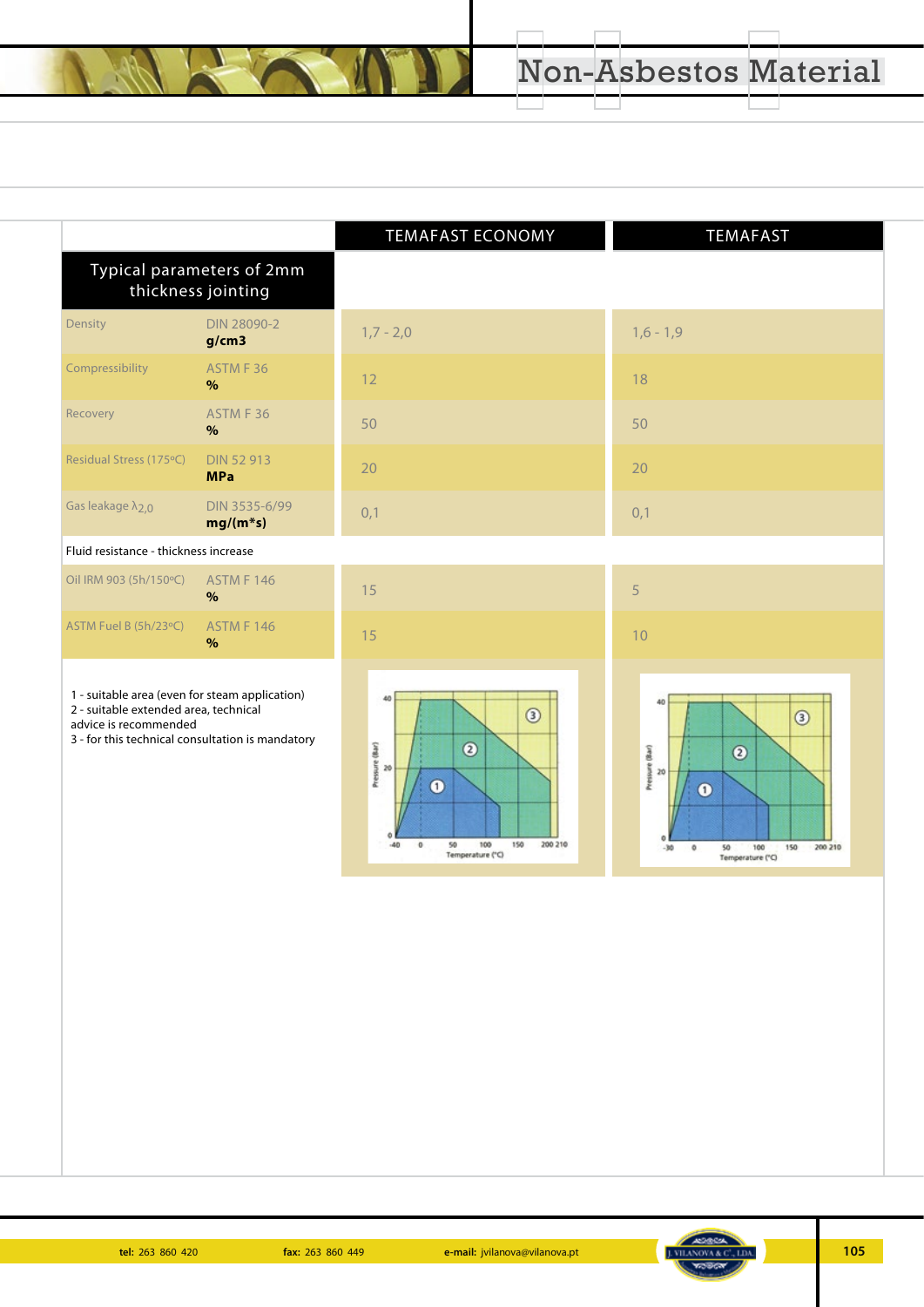# Non-Asbestos Material

| Typical parameters of 2mm thickness jointing | | TEMAFAST ECONOMY | TEMAFAST |
|---|---|---|---|
| Density | DIN 28090-2 **g/cm3** | 1,7 - 2,0 | 1,6 - 1,9 |
| Compressibility | ASTM F 36 **%** | 12 | 18 |
| Recovery | ASTM F 36 **%** | 50 | 50 |
| Residual Stress (175ºC) | DIN 52 913 **MPa** | 20 | 20 |
| Gas leakage $\lambda_{2,0}$ | DIN 3535-6/99 **mg/(m*s)** | 0,1 | 0,1 |
| Fluid resistance - thickness increase | | | |
| Oil IRM 903 (5h/150ºC) | ASTM F 146 **%** | 15 | 5 |
| ASTM Fuel B (5h/23ºC) | ASTM F 146 **%** | 15 | 10 |

1 - suitable area (even for steam application)
2 - suitable extended area, technical advice is recommended
3 - for this technical consultation is mandatory

tel: 263 860 420 fax: 263 860 449 e-mail: jvilanova@vilanova.pt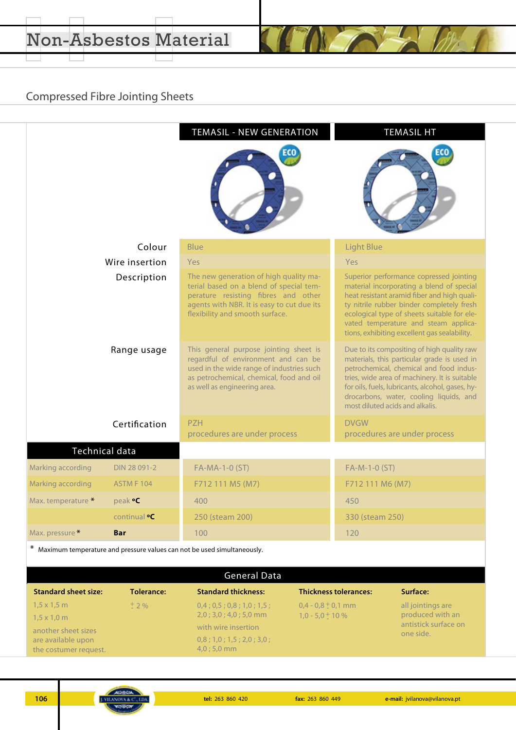# Non-Asbestos Material

## Compressed Fibre Jointing Sheets

| | TEMASIL - NEW GENERATION | TEMASIL HT |
|---|---|---|
| Colour | Blue | Light Blue |
| Wire insertion | Yes | Yes |
| Description | The new generation of high quality material based on a blend of special temperature resisting fibres and other agents with NBR. It is easy to cut due its flexibility and smooth surface. | Superior performance copressed jointing material incorporating a blend of special heat resistant aramid fiber and high quality nitrile rubber binder completely fresh ecological type of sheets suitable for elevated temperature and steam applications, exhibiting excellent gas sealability. |
| Range usage | This general purpose jointing sheet is regardful of environment and can be used in the wide range of industries such as petrochemical, chemical, food and oil as well as engineering area. | Due to its compositing of high quality raw materials, this particular grade is used in petrochemical, chemical and food industries, wide area of machinery. It is suitable for oils, fuels, lubricants, alcohol, gases, hydrocarbons, water, cooling liquids, and most diluted acids and alkalis. |
| Certification | PZH<br>procedures are under process | DVGW<br>procedures are under process |

| Technical data | | TEMASIL - NEW GENERATION | TEMASIL HT |
|---|---|---|---|
| Marking according | DIN 28 091-2 | FA-MA-1-0 (ST) | FA-M-1-0 (ST) |
| Marking according | ASTM F 104 | F712 111 M5 (M7) | F712 111 M6 (M7) |
| Max. temperature * | peak **°C** | 400 | 450 |
| | continual **°C** | 250 (steam 200) | 330 (steam 250) |
| Max. pressure * | **Bar** | 100 | 120 |

\* Maximum temperature and pressure values can not be used simultaneously.

### General Data

| Standard sheet size: | Tolerance: | Standard thickness: | Thickness tolerances: | Surface: |
|---|---|---|---|---|
| 1,5 x 1,5 m<br>1,5 x 1,0 m<br>another sheet sizes are available upon the costumer request. | ± 2 % | 0,4 ; 0,5 ; 0,8 ; 1,0 ; 1,5 ; 2,0 ; 3,0 ; 4,0 ; 5,0 mm<br>with wire insertion<br>0,8 ; 1,0 ; 1,5 ; 2,0 ; 3,0 ; 4,0 ; 5,0 mm | 0,4 - 0,8 ± 0,1 mm<br>1,0 - 5,0 ± 10 % | all jointings are produced with an antistick surface on one side. |

tel: 263 860 420 fax: 263 860 449 e-mail: jvilanova@vilanova.pt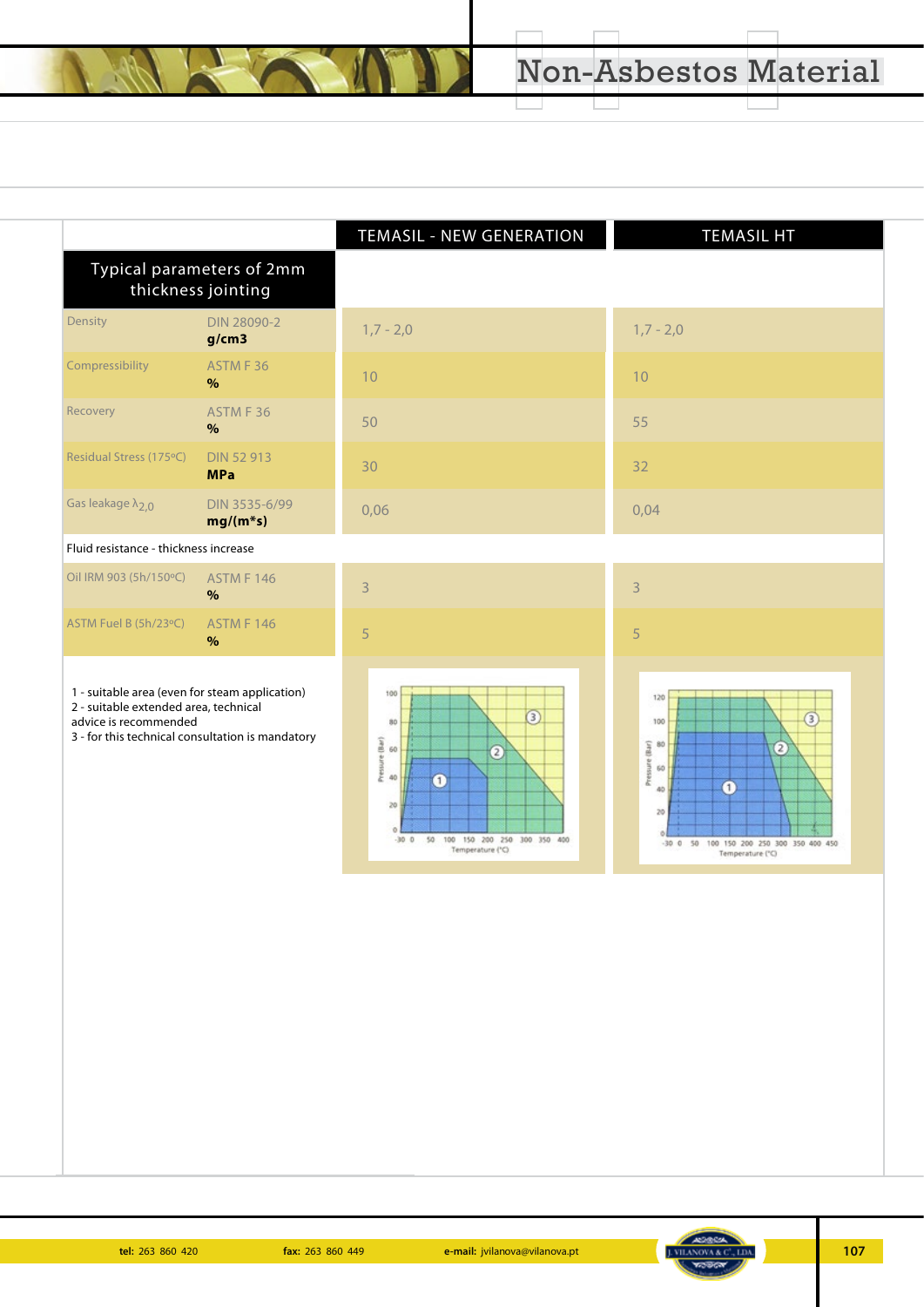# Non-Asbestos Material

| Typical parameters of 2mm thickness jointing | | TEMASIL - NEW GENERATION | TEMASIL HT |
|---|---|---|---|
| Density | DIN 28090-2 **g/cm3** | 1,7 - 2,0 | 1,7 - 2,0 |
| Compressibility | ASTM F 36 **%** | 10 | 10 |
| Recovery | ASTM F 36 **%** | 50 | 55 |
| Residual Stress (175ºC) | DIN 52 913 **MPa** | 30 | 32 |
| Gas leakage $\lambda_{2,0}$ | DIN 3535-6/99 **mg/(m*s)** | 0,06 | 0,04 |
| Fluid resistance - thickness increase | | | |
| Oil IRM 903 (5h/150ºC) | ASTM F 146 **%** | 3 | 3 |
| ASTM Fuel B (5h/23ºC) | ASTM F 146 **%** | 5 | 5 |

1 - suitable area (even for steam application)
2 - suitable extended area, technical advice is recommended
3 - for this technical consultation is mandatory

tel: 263 860 420 fax: 263 860 449 e-mail: jvilanova@vilanova.pt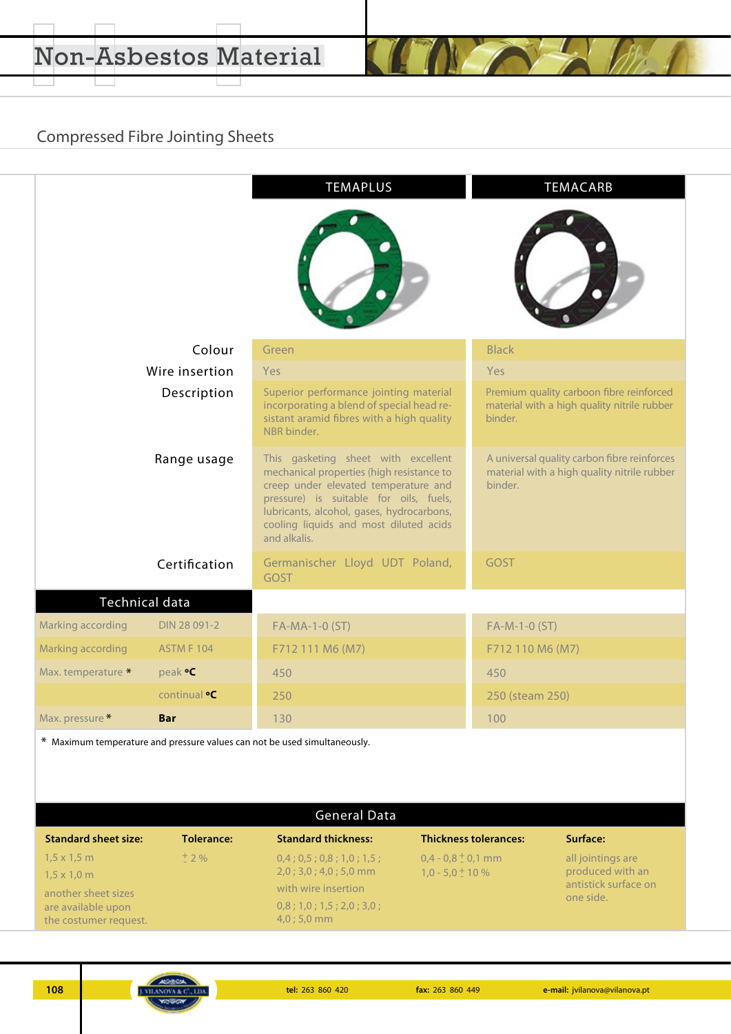# Non-Asbestos Material

## Compressed Fibre Jointing Sheets

| | TEMAPLUS | TEMACARB |
|---|---|---|
| Colour | Green | Black |
| Wire insertion | Yes | Yes |
| Description | Superior performance jointing material incorporating a blend of special head resistant aramid fibres with a high quality NBR binder. | Premium quality carboon fibre reinforced material with a high quality nitrile rubber binder. |
| Range usage | This gasketing sheet with excellent mechanical properties (high resistance to creep under elevated temperature and pressure) is suitable for oils, fuels, lubricants, alcohol, gases, hydrocarbons, cooling liquids and most diluted acids and alkalis. | A universal quality carbon fibre reinforces material with a high quality nitrile rubber binder. |
| Certification | Germanischer Lloyd UDT Poland, GOST | GOST |

### Technical data

| | | TEMAPLUS | TEMACARB |
|---|---|---|---|
| Marking according | DIN 28 091-2 | FA-MA-1-0 (ST) | FA-M-1-0 (ST) |
| Marking according | ASTM F 104 | F712 111 M6 (M7) | F712 110 M6 (M7) |
| Max. temperature * | peak **°C** | 450 | 450 |
| | continual **°C** | 250 | 250 (steam 250) |
| Max. pressure * | **Bar** | 130 | 100 |

\* Maximum temperature and pressure values can not be used simultaneously.

### General Data

| Standard sheet size: | Tolerance: | Standard thickness: | Thickness tolerances: | Surface: |
|---|---|---|---|---|
| 1,5 x 1,5 m<br>1,5 x 1,0 m<br>another sheet sizes are available upon the costumer request. | ± 2 % | 0,4 ; 0,5 ; 0,8 ; 1,0 ; 1,5 ; 2,0 ; 3,0 ; 4,0 ; 5,0 mm<br>with wire insertion<br>0,8 ; 1,0 ; 1,5 ; 2,0 ; 3,0 ; 4,0 ; 5,0 mm | 0,4 - 0,8 ± 0,1 mm<br>1,0 - 5,0 ± 10 % | all jointings are produced with an antistick surface on one side. |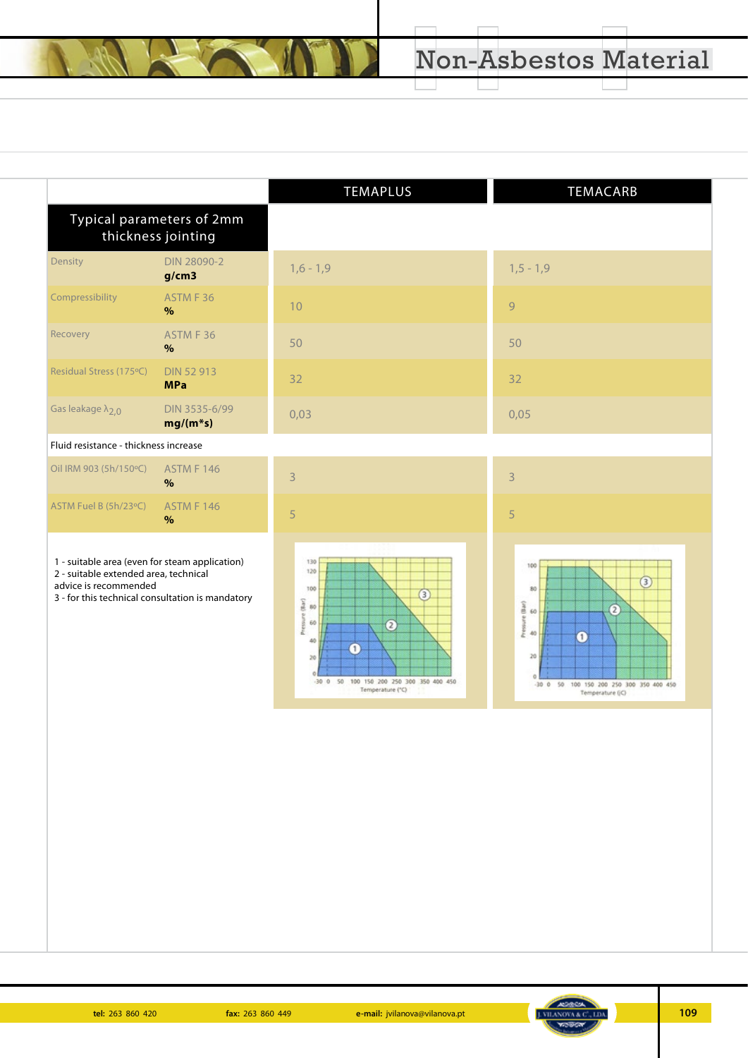# Non-Asbestos Material

| Typical parameters of 2mm thickness jointing | | TEMAPLUS | TEMACARB |
|---|---|---|---|
| Density | DIN 28090-2 **g/cm3** | 1,6 - 1,9 | 1,5 - 1,9 |
| Compressibility | ASTM F 36 **%** | 10 | 9 |
| Recovery | ASTM F 36 **%** | 50 | 50 |
| Residual Stress (175ºC) | DIN 52 913 **MPa** | 32 | 32 |
| Gas leakage $\lambda_{2,0}$ | DIN 3535-6/99 **mg/(m*s)** | 0,03 | 0,05 |
| Fluid resistance - thickness increase | | | |
| Oil IRM 903 (5h/150ºC) | ASTM F 146 **%** | 3 | 3 |
| ASTM Fuel B (5h/23ºC) | ASTM F 146 **%** | 5 | 5 |

1 - suitable area (even for steam application)
2 - suitable extended area, technical advice is recommended
3 - for this technical consultation is mandatory

tel: 263 860 420 fax: 263 860 449 e-mail: jvilanova@vilanova.pt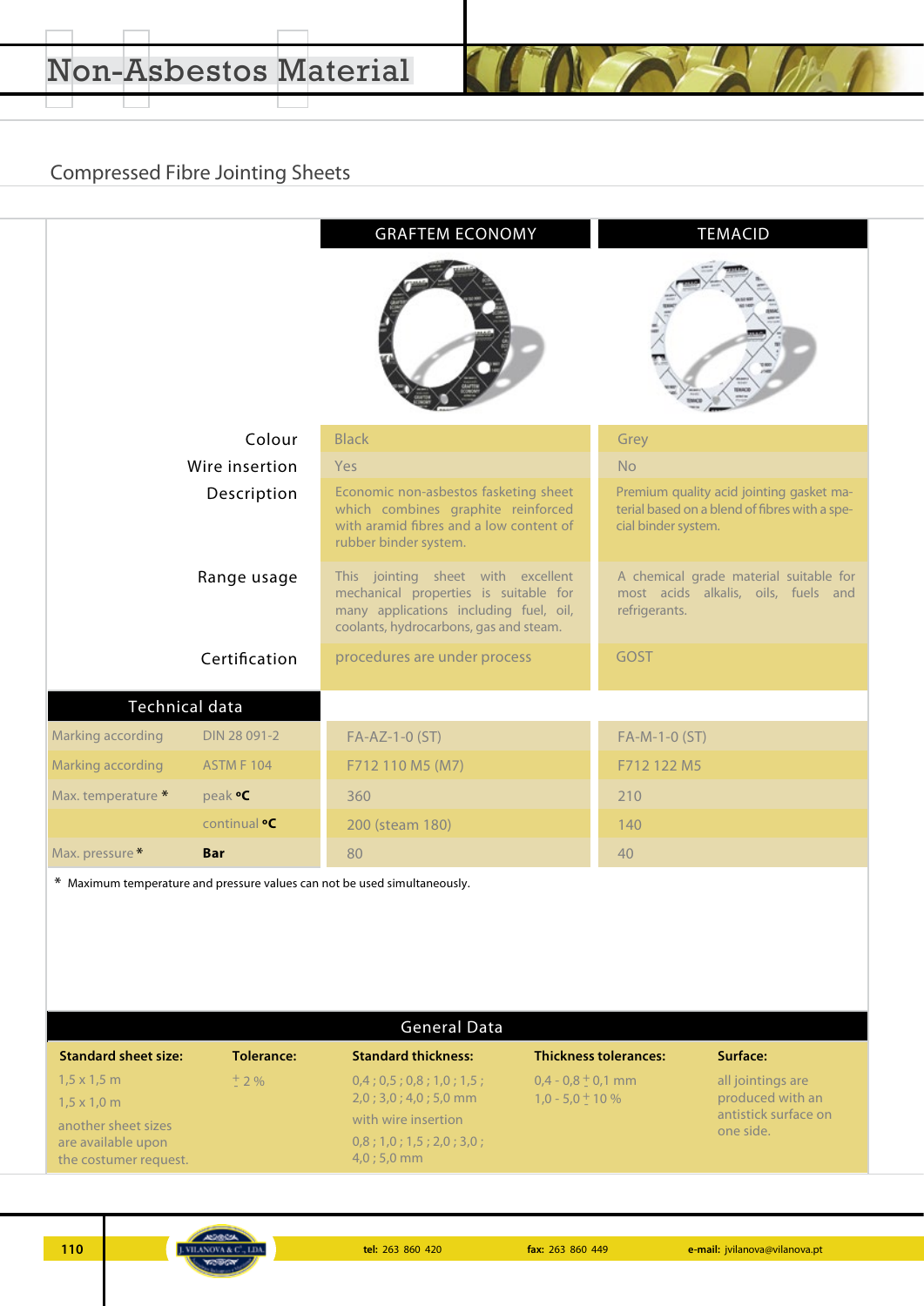# Non-Asbestos Material

## Compressed Fibre Jointing Sheets

| | GRAFTEM ECONOMY | TEMACID |
|---|---|---|
| Colour | Black | Grey |
| Wire insertion | Yes | No |
| Description | Economic non-asbestos fasketing sheet which combines graphite reinforced with aramid fibres and a low content of rubber binder system. | Premium quality acid jointing gasket material based on a blend of fibres with a special binder system. |
| Range usage | This jointing sheet with excellent mechanical properties is suitable for many applications including fuel, oil, coolants, hydrocarbons, gas and steam. | A chemical grade material suitable for most acids alkalis, oils, fuels and refrigerants. |
| Certification | procedures are under process | GOST |

### Technical data

| | | GRAFTEM ECONOMY | TEMACID |
|---|---|---|---|
| Marking according | DIN 28 091-2 | FA-AZ-1-0 (ST) | FA-M-1-0 (ST) |
| Marking according | ASTM F 104 | F712 110 M5 (M7) | F712 122 M5 |
| Max. temperature * | peak **ºC** | 360 | 210 |
| | continual **ºC** | 200 (steam 180) | 140 |
| Max. pressure * | **Bar** | 80 | 40 |

* Maximum temperature and pressure values can not be used simultaneously.

### General Data

| Standard sheet size: | Tolerance: | Standard thickness: | Thickness tolerances: | Surface: |
|---|---|---|---|---|
| 1,5 x 1,5 m<br>1,5 x 1,0 m<br>another sheet sizes are available upon the costumer request. | ± 2 % | 0,4 ; 0,5 ; 0,8 ; 1,0 ; 1,5 ; 2,0 ; 3,0 ; 4,0 ; 5,0 mm<br>with wire insertion<br>0,8 ; 1,0 ; 1,5 ; 2,0 ; 3,0 ; 4,0 ; 5,0 mm | 0,4 - 0,8 ± 0,1 mm<br>1,0 - 5,0 ± 10 % | all jointings are produced with an antistick surface on one side. |

tel: 263 860 420 fax: 263 860 449 e-mail: jvilanova@vilanova.pt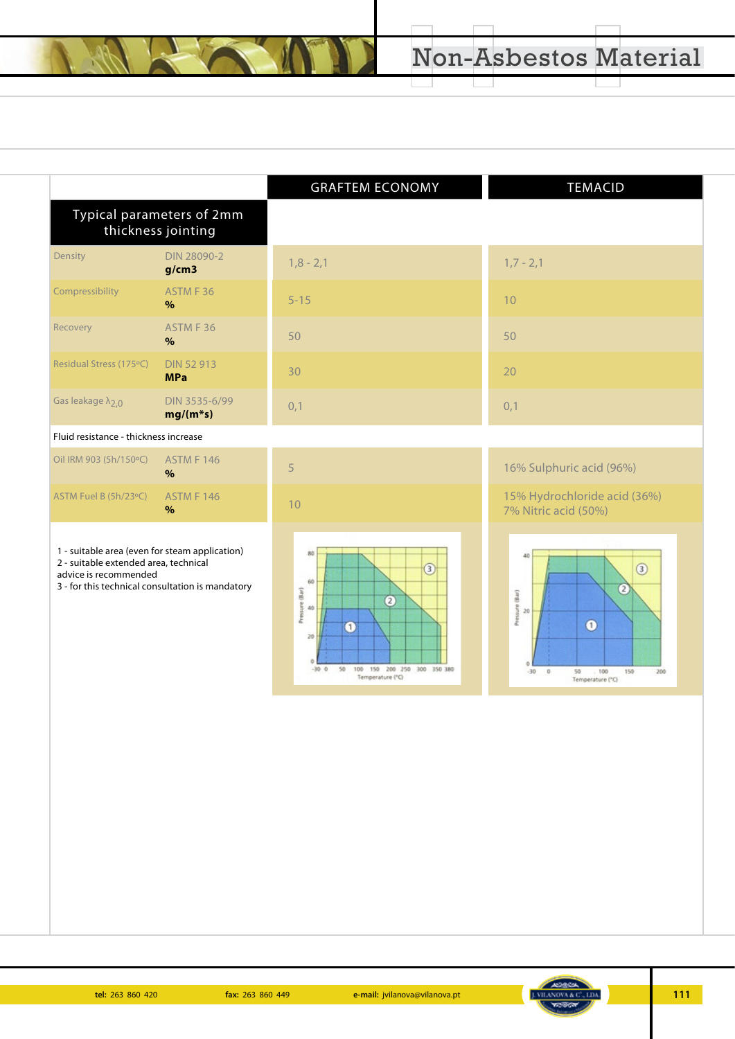# Non-Asbestos Material

| Typical parameters of 2mm thickness jointing | | GRAFTEM ECONOMY | TEMACID |
|---|---|---|---|
| Density | DIN 28090-2 **g/cm3** | 1,8 - 2,1 | 1,7 - 2,1 |
| Compressibility | ASTM F 36 **%** | 5-15 | 10 |
| Recovery | ASTM F 36 **%** | 50 | 50 |
| Residual Stress (175ºC) | DIN 52 913 **MPa** | 30 | 20 |
| Gas leakage $\lambda_{2,0}$ | DIN 3535-6/99 **mg/(m*s)** | 0,1 | 0,1 |
| Fluid resistance - thickness increase | | | |
| Oil IRM 903 (5h/150ºC) | ASTM F 146 **%** | 5 | 16% Sulphuric acid (96%) |
| ASTM Fuel B (5h/23ºC) | ASTM F 146 **%** | 10 | 15% Hydrochloride acid (36%) 7% Nitric acid (50%) |

1 - suitable area (even for steam application)
2 - suitable extended area, technical advice is recommended
3 - for this technical consultation is mandatory

tel: 263 860 420 fax: 263 860 449 e-mail: jvilanova@vilanova.pt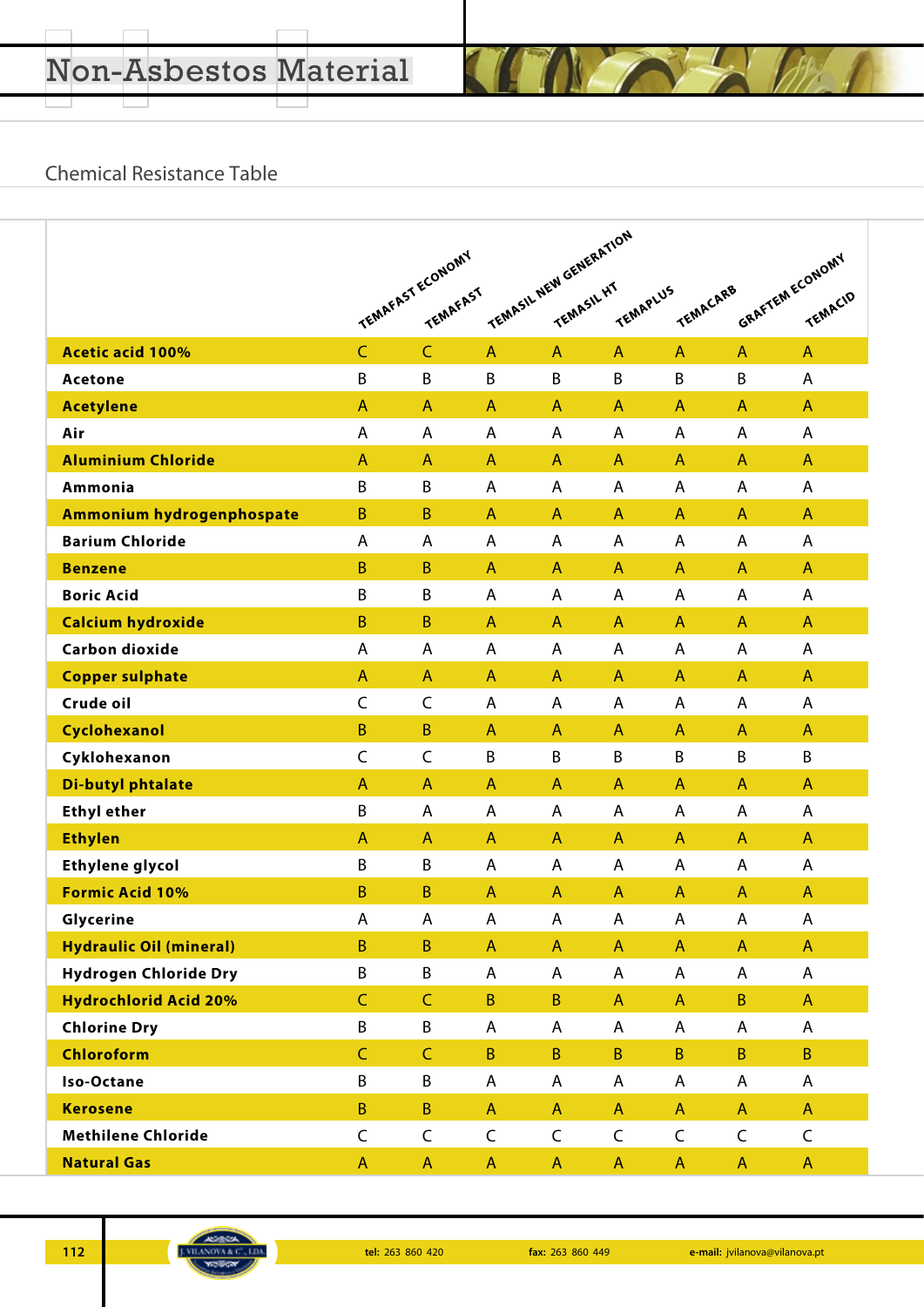# Non-Asbestos Material

## Chemical Resistance Table

| | TEMAFAST ECONOMY | TEMAFAST | TEMASIL NEW GENERATION | TEMASIL HT | TEMAPLUS | TEMACARB | GRAFTEM ECONOMY | TEMACID |
|---|---|---|---|---|---|---|---|---|
| **Acetic acid 100%** | C | C | A | A | A | A | A | A |
| **Acetone** | B | B | B | B | B | B | B | A |
| **Acetylene** | A | A | A | A | A | A | A | A |
| **Air** | A | A | A | A | A | A | A | A |
| **Aluminium Chloride** | A | A | A | A | A | A | A | A |
| **Ammonia** | B | B | A | A | A | A | A | A |
| **Ammonium hydrogenphospate** | B | B | A | A | A | A | A | A |
| **Barium Chloride** | A | A | A | A | A | A | A | A |
| **Benzene** | B | B | A | A | A | A | A | A |
| **Boric Acid** | B | B | A | A | A | A | A | A |
| **Calcium hydroxide** | B | B | A | A | A | A | A | A |
| **Carbon dioxide** | A | A | A | A | A | A | A | A |
| **Copper sulphate** | A | A | A | A | A | A | A | A |
| **Crude oil** | C | C | A | A | A | A | A | A |
| **Cyclohexanol** | B | B | A | A | A | A | A | A |
| **Cyklohexanon** | C | C | B | B | B | B | B | B |
| **Di-butyl phtalate** | A | A | A | A | A | A | A | A |
| **Ethyl ether** | B | A | A | A | A | A | A | A |
| **Ethylen** | A | A | A | A | A | A | A | A |
| **Ethylene glycol** | B | B | A | A | A | A | A | A |
| **Formic Acid 10%** | B | B | A | A | A | A | A | A |
| **Glycerine** | A | A | A | A | A | A | A | A |
| **Hydraulic Oil (mineral)** | B | B | A | A | A | A | A | A |
| **Hydrogen Chloride Dry** | B | B | A | A | A | A | A | A |
| **Hydrochlorid Acid 20%** | C | C | B | B | A | A | B | A |
| **Chlorine Dry** | B | B | A | A | A | A | A | A |
| **Chloroform** | C | C | B | B | B | B | B | B |
| **Iso-Octane** | B | B | A | A | A | A | A | A |
| **Kerosene** | B | B | A | A | A | A | A | A |
| **Methilene Chloride** | C | C | C | C | C | C | C | C |
| **Natural Gas** | A | A | A | A | A | A | A | A |

J. VILANOVA & Cª, LDA. — **tel:** 263 860 420 — **fax:** 263 860 449 — **e-mail:** jvilanova@vilanova.pt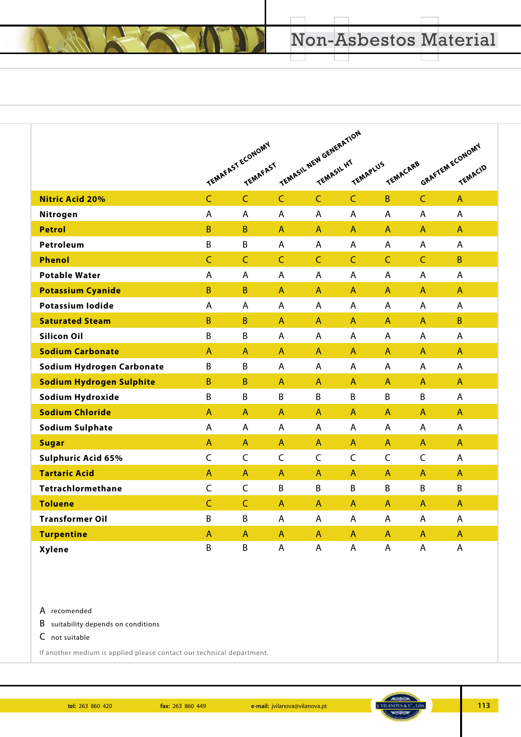# Non-Asbestos Material

| | TEMAFAST ECONOMY | TEMAFAST | TEMASIL NEW GENERATION | TEMASIL HT | TEMAPLUS | TEMACARB | GRAFTEM ECONOMY | TEMACID |
|---|---|---|---|---|---|---|---|---|
| **Nitric Acid 20%** | C | C | C | C | C | B | C | A |
| **Nitrogen** | A | A | A | A | A | A | A | A |
| **Petrol** | B | B | A | A | A | A | A | A |
| **Petroleum** | B | B | A | A | A | A | A | A |
| **Phenol** | C | C | C | C | C | C | C | B |
| **Potable Water** | A | A | A | A | A | A | A | A |
| **Potassium Cyanide** | B | B | A | A | A | A | A | A |
| **Potassium Iodide** | A | A | A | A | A | A | A | A |
| **Saturated Steam** | B | B | A | A | A | A | A | B |
| **Silicon Oil** | B | B | A | A | A | A | A | A |
| **Sodium Carbonate** | A | A | A | A | A | A | A | A |
| **Sodium Hydrogen Carbonate** | B | B | A | A | A | A | A | A |
| **Sodium Hydrogen Sulphite** | B | B | A | A | A | A | A | A |
| **Sodium Hydroxide** | B | B | B | B | B | B | B | A |
| **Sodium Chloride** | A | A | A | A | A | A | A | A |
| **Sodium Sulphate** | A | A | A | A | A | A | A | A |
| **Sugar** | A | A | A | A | A | A | A | A |
| **Sulphuric Acid 65%** | C | C | C | C | C | C | C | A |
| **Tartaric Acid** | A | A | A | A | A | A | A | A |
| **Tetrachlormethane** | C | C | B | B | B | B | B | B |
| **Toluene** | C | C | A | A | A | A | A | A |
| **Transformer Oil** | B | B | A | A | A | A | A | A |
| **Turpentine** | A | A | A | A | A | A | A | A |
| **Xylene** | B | B | A | A | A | A | A | A |

A recomended

B suitability depends on conditions

C not suitable

If another medium is applied please contact our technical department.

**tel:** 263 860 420 **fax:** 263 860 449 **e-mail:** jvilanova@vilanova.pt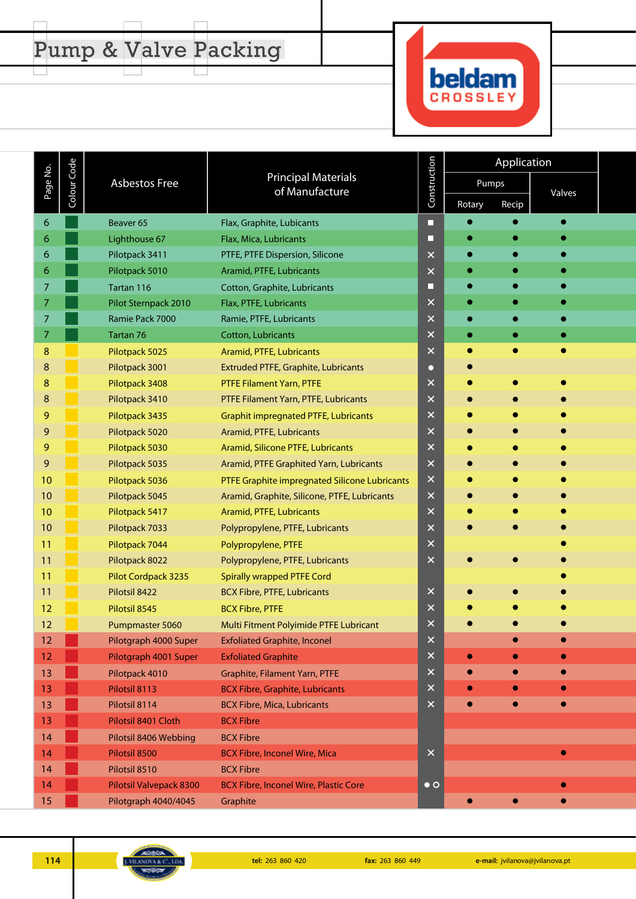# Pump & Valve Packing

beldam CROSSLEY

| Page No. | Colour Code | Asbestos Free | Principal Materials of Manufacture | Construction | Application | | |
|---|---|---|---|---|---|---|---|
| | | | | | Pumps | | Valves |
| | | | | | Rotary | Recip | |
| 6 | | Beaver 65 | Flax, Graphite, Lubricants | ■ | ● | ● | ● |
| 6 | | Lighthouse 67 | Flax, Mica, Lubricants | ■ | ● | ● | ● |
| 6 | | Pilotpack 3411 | PTFE, PTFE Dispersion, Silicone | ✕ | ● | ● | ● |
| 6 | | Pilotpack 5010 | Aramid, PTFE, Lubricants | ✕ | ● | ● | ● |
| 7 | | Tartan 116 | Cotton, Graphite, Lubricants | ■ | ● | ● | ● |
| 7 | | Pilot Sternpack 2010 | Flax, PTFE, Lubricants | ✕ | ● | ● | ● |
| 7 | | Ramie Pack 7000 | Ramie, PTFE, Lubricants | ✕ | ● | ● | ● |
| 7 | | Tartan 76 | Cotton, Lubricants | ✕ | ● | ● | ● |
| 8 | | Pilotpack 5025 | Aramid, PTFE, Lubricants | ✕ | ● | ● | ● |
| 8 | | Pilotpack 3001 | Extruded PTFE, Graphite, Lubricants | ● | ● | | |
| 8 | | Pilotpack 3408 | PTFE Filament Yarn, PTFE | ✕ | ● | ● | ● |
| 8 | | Pilotpack 3410 | PTFE Filament Yarn, PTFE, Lubricants | ✕ | ● | ● | ● |
| 9 | | Pilotpack 3435 | Graphit impregnated PTFE, Lubricants | ✕ | ● | ● | ● |
| 9 | | Pilotpack 5020 | Aramid, PTFE, Lubricants | ✕ | ● | ● | ● |
| 9 | | Pilotpack 5030 | Aramid, Silicone PTFE, Lubricants | ✕ | ● | ● | ● |
| 9 | | Pilotpack 5035 | Aramid, PTFE Graphited Yarn, Lubricants | ✕ | ● | ● | ● |
| 10 | | Pilotpack 5036 | PTFE Graphite impregnated Silicone Lubricants | ✕ | ● | ● | ● |
| 10 | | Pilotpack 5045 | Aramid, Graphite, Silicone, PTFE, Lubricants | ✕ | ● | ● | ● |
| 10 | | Pilotpack 5417 | Aramid, PTFE, Lubricants | ✕ | ● | ● | ● |
| 10 | | Pilotpack 7033 | Polypropylene, PTFE, Lubricants | ✕ | ● | ● | ● |
| 11 | | Pilotpack 7044 | Polypropylene, PTFE | ✕ | | | ● |
| 11 | | Pilotpack 8022 | Polypropylene, PTFE, Lubricants | ✕ | ● | ● | ● |
| 11 | | Pilot Cordpack 3235 | Spirally wrapped PTFE Cord | | | | ● |
| 11 | | Pilotsil 8422 | BCX Fibre, PTFE, Lubricants | ✕ | ● | ● | ● |
| 12 | | Pilotsil 8545 | BCX Fibre, PTFE | ✕ | ● | ● | ● |
| 12 | | Pumpmaster 5060 | Multi Fitment Polyimide PTFE Lubricant | ✕ | ● | ● | ● |
| 12 | | Pilotgraph 4000 Super | Exfoliated Graphite, Inconel | ✕ | | ● | ● |
| 12 | | Pilotgraph 4001 Super | Exfoliated Graphite | ✕ | ● | ● | ● |
| 13 | | Pilotpack 4010 | Graphite, Filament Yarn, PTFE | ✕ | ● | ● | ● |
| 13 | | Pilotsil 8113 | BCX Fibre, Graphite, Lubricants | ✕ | ● | ● | ● |
| 13 | | Pilotsil 8114 | BCX Fibre, Mica, Lubricants | ✕ | ● | ● | ● |
| 13 | | Pilotsil 8401 Cloth | BCX Fibre | | | | |
| 14 | | Pilotsil 8406 Webbing | BCX Fibre | | | | |
| 14 | | Pilotsil 8500 | BCX Fibre, Inconel Wire, Mica | ✕ | | | ● |
| 14 | | Pilotsil 8510 | BCX Fibre | | | | |
| 14 | | Pilotsil Valvepack 8300 | BCX Fibre, Inconel Wire, Plastic Core | ● ○ | | | ● |
| 15 | | Pilotgraph 4040/4045 | Graphite | | ● | ● | ● |

J. VILANOVA & Cª, LDA. tel: 263 860 420 fax: 263 860 449 e-mail: jvilanova@jvilanova.pt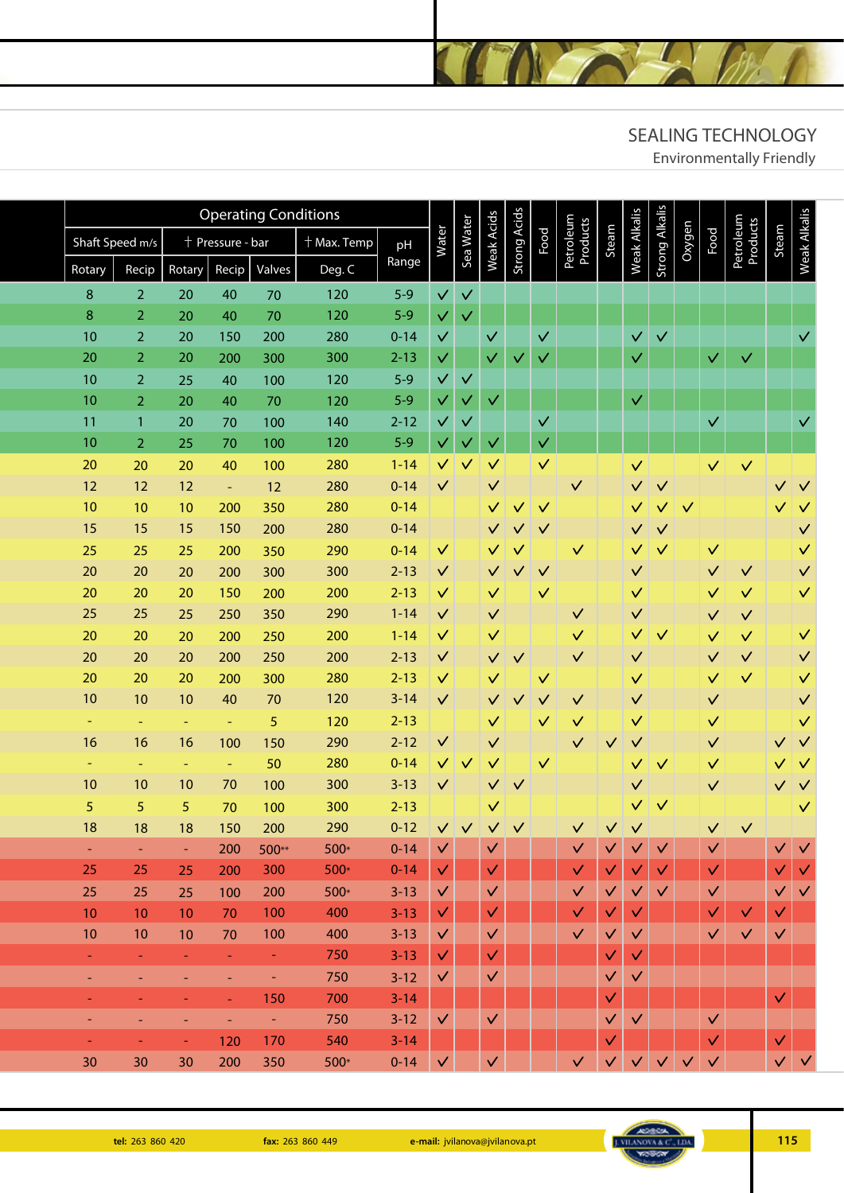| Operating Conditions | | | | | | | | | | | | | | | | | | | | |
|---|---|---|---|---|---|---|---|---|---|---|---|---|---|---|---|---|---|---|---|---|
| Shaft Speed m/s | | † Pressure - bar | | | † Max. Temp | pH Range | Water | Sea Water | Weak Acids | Strong Acids | Food | Petroleum Products | Steam | Weak Alkalis | Strong Alkalis | Oxygen | Food | Petroleum Products | Steam | Weak Alkalis |
| Rotary | Recip | Rotary | Recip | Valves | Deg. C | | | | | | | | | | | | | | | |
| 8 | 2 | 20 | 40 | 70 | 120 | 5-9 | ✓ | ✓ | | | | | | | | | | | | |
| 8 | 2 | 20 | 40 | 70 | 120 | 5-9 | ✓ | ✓ | | | | | | | | | | | | |
| 10 | 2 | 20 | 150 | 200 | 280 | 0-14 | ✓ | | ✓ | | ✓ | | | ✓ | ✓ | | | | | ✓ |
| 20 | 2 | 20 | 200 | 300 | 300 | 2-13 | ✓ | | ✓ | ✓ | ✓ | | | ✓ | | | ✓ | ✓ | | |
| 10 | 2 | 25 | 40 | 100 | 120 | 5-9 | ✓ | ✓ | | | | | | | | | | | | |
| 10 | 2 | 20 | 40 | 70 | 120 | 5-9 | ✓ | ✓ | ✓ | | | | | ✓ | | | | | | |
| 11 | 1 | 20 | 70 | 100 | 140 | 2-12 | ✓ | ✓ | | | ✓ | | | | | | ✓ | | | ✓ |
| 10 | 2 | 25 | 70 | 100 | 120 | 5-9 | ✓ | ✓ | ✓ | | ✓ | | | | | | | | | |
| 20 | 20 | 20 | 40 | 100 | 280 | 1-14 | ✓ | ✓ | ✓ | | ✓ | | | ✓ | | | ✓ | ✓ | | |
| 12 | 12 | 12 | - | 12 | 280 | 0-14 | ✓ | | ✓ | | | ✓ | | ✓ | ✓ | | | | ✓ | ✓ |
| 10 | 10 | 10 | 200 | 350 | 280 | 0-14 | | | ✓ | ✓ | ✓ | | | ✓ | ✓ | ✓ | | | ✓ | ✓ |
| 15 | 15 | 15 | 150 | 200 | 280 | 0-14 | | | ✓ | ✓ | ✓ | | | ✓ | ✓ | | | | | ✓ |
| 25 | 25 | 25 | 200 | 350 | 290 | 0-14 | ✓ | | ✓ | ✓ | | ✓ | | ✓ | ✓ | | ✓ | | | ✓ |
| 20 | 20 | 20 | 200 | 300 | 300 | 2-13 | ✓ | | ✓ | ✓ | ✓ | | | ✓ | | | ✓ | ✓ | | ✓ |
| 20 | 20 | 20 | 150 | 200 | 200 | 2-13 | ✓ | | ✓ | | ✓ | | | ✓ | | | ✓ | ✓ | | ✓ |
| 25 | 25 | 25 | 250 | 350 | 290 | 1-14 | ✓ | | ✓ | | | ✓ | | ✓ | | | ✓ | ✓ | | |
| 20 | 20 | 20 | 200 | 250 | 200 | 1-14 | ✓ | | ✓ | | | ✓ | | ✓ | ✓ | | ✓ | ✓ | | ✓ |
| 20 | 20 | 20 | 200 | 250 | 200 | 2-13 | ✓ | | ✓ | ✓ | | ✓ | | ✓ | | | ✓ | ✓ | | ✓ |
| 20 | 20 | 20 | 200 | 300 | 280 | 2-13 | ✓ | | ✓ | | ✓ | | | ✓ | | | ✓ | ✓ | | ✓ |
| 10 | 10 | 10 | 40 | 70 | 120 | 3-14 | ✓ | | ✓ | ✓ | ✓ | ✓ | | ✓ | | | ✓ | | | ✓ |
| - | - | - | - | 5 | 120 | 2-13 | | | ✓ | | ✓ | ✓ | | ✓ | | | ✓ | | | ✓ |
| 16 | 16 | 16 | 100 | 150 | 290 | 2-12 | ✓ | | ✓ | | | ✓ | ✓ | ✓ | | | ✓ | | ✓ | ✓ |
| - | - | - | - | 50 | 280 | 0-14 | ✓ | ✓ | ✓ | | ✓ | | | ✓ | ✓ | | ✓ | | ✓ | ✓ |
| 10 | 10 | 10 | 70 | 100 | 300 | 3-13 | ✓ | | ✓ | ✓ | | | | ✓ | | | ✓ | | ✓ | ✓ |
| 5 | 5 | 5 | 70 | 100 | 300 | 2-13 | | | ✓ | | | | | ✓ | ✓ | | | | | ✓ |
| 18 | 18 | 18 | 150 | 200 | 290 | 0-12 | ✓ | ✓ | ✓ | ✓ | | ✓ | ✓ | ✓ | | | ✓ | ✓ | | |
| - | - | - | 200 | 500** | 500* | 0-14 | ✓ | | ✓ | | | ✓ | ✓ | ✓ | ✓ | | ✓ | | ✓ | ✓ |
| 25 | 25 | 25 | 200 | 300 | 500* | 0-14 | ✓ | | ✓ | | | ✓ | ✓ | ✓ | ✓ | | ✓ | | ✓ | ✓ |
| 25 | 25 | 25 | 100 | 200 | 500* | 3-13 | ✓ | | ✓ | | | ✓ | ✓ | ✓ | ✓ | | ✓ | | ✓ | ✓ |
| 10 | 10 | 10 | 70 | 100 | 400 | 3-13 | ✓ | | ✓ | | | ✓ | ✓ | ✓ | | | ✓ | ✓ | ✓ | |
| 10 | 10 | 10 | 70 | 100 | 400 | 3-13 | ✓ | | ✓ | | | ✓ | ✓ | ✓ | | | ✓ | ✓ | ✓ | |
| - | - | - | - | - | 750 | 3-13 | ✓ | | ✓ | | | | ✓ | ✓ | | | | | | |
| - | - | - | - | - | 750 | 3-12 | ✓ | | ✓ | | | | ✓ | ✓ | | | | | | |
| - | - | - | - | 150 | 700 | 3-14 | | | | | | | ✓ | | | | | | ✓ | |
| - | - | - | - | - | 750 | 3-12 | ✓ | | ✓ | | | | ✓ | ✓ | | | ✓ | | | |
| - | - | - | 120 | 170 | 540 | 3-14 | | | | | | | ✓ | | | | ✓ | | ✓ | |
| 30 | 30 | 30 | 200 | 350 | 500* | 0-14 | ✓ | | ✓ | | | ✓ | ✓ | ✓ | ✓ | ✓ | ✓ | | ✓ | ✓ |